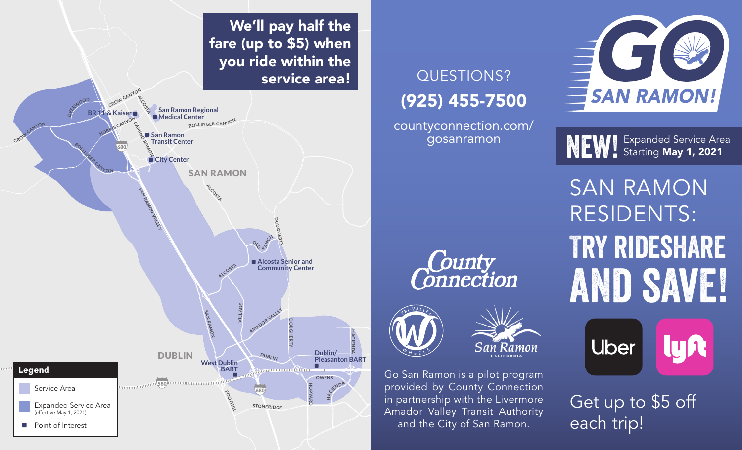# GO SAN RAMON!

**NEW!** Expanded Service Area Starting **May 1, 2021**

## SAN RAMON RESIDENTS: TRY RIDESHARE AND SAVE!

Uber | Lyft

Get up to $5 off each trip!

**We'll pay half the fare (up to $5) when you ride within the service area!**

SAN RAMON

- BR 11 & Kaiser
- San Ramon Regional Medical Center
- San Ramon Transit Center
- City Center
- Alcosta Senior and Community Center

DUBLIN

- West Dublin BART
- Dublin/ Pleasanton BART

Streets: Deerwood, Crow Canyon, Alcosta, Norris Canyon, Camino Ramon, Bollinger Canyon, San Ramon Valley, Dougherty, Old Ranch, Village, San Ramon, Amador Valley, Dublin, Hacienda, Owens, Hopyard, Foothill, Stoneridge, 680, 580

### Legend

- Service Area
- Expanded Service Area (effective May 1, 2021)
- ■ Point of Interest

QUESTIONS?

**(925) 455-7500**

countyconnection.com/gosanramon

County Connection | Tri-Valley Wheels | San Ramon California

Go San Ramon is a pilot program provided by County Connection in partnership with the Livermore Amador Valley Transit Authority and the City of San Ramon.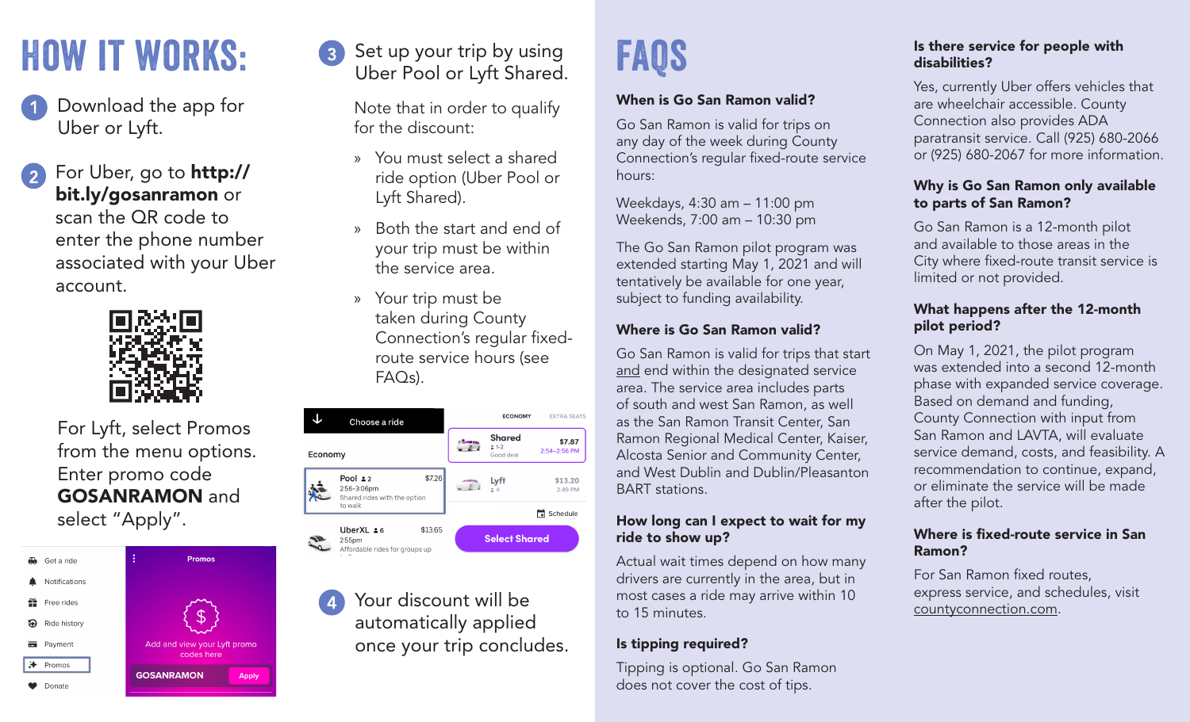# HOW IT WORKS:

1. Download the app for Uber or Lyft.

2. For Uber, go to **http://bit.ly/gosanramon** or scan the QR code to enter the phone number associated with your Uber account.

   For Lyft, select Promos from the menu options. Enter promo code **GOSANRAMON** and select "Apply".

3. Set up your trip by using Uber Pool or Lyft Shared.

   Note that in order to qualify for the discount:

   » You must select a shared ride option (Uber Pool or Lyft Shared).

   » Both the start and end of your trip must be within the service area.

   » Your trip must be taken during County Connection's regular fixed-route service hours (see FAQs).

4. Your discount will be automatically applied once your trip concludes.

# FAQS

### When is Go San Ramon valid?

Go San Ramon is valid for trips on any day of the week during County Connection's regular fixed-route service hours:

Weekdays, 4:30 am – 11:00 pm
Weekends, 7:00 am – 10:30 pm

The Go San Ramon pilot program was extended starting May 1, 2021 and will tentatively be available for one year, subject to funding availability.

### Where is Go San Ramon valid?

Go San Ramon is valid for trips that start and end within the designated service area. The service area includes parts of south and west San Ramon, as well as the San Ramon Transit Center, San Ramon Regional Medical Center, Kaiser, Alcosta Senior and Community Center, and West Dublin and Dublin/Pleasanton BART stations.

### How long can I expect to wait for my ride to show up?

Actual wait times depend on how many drivers are currently in the area, but in most cases a ride may arrive within 10 to 15 minutes.

### Is tipping required?

Tipping is optional. Go San Ramon does not cover the cost of tips.

### Is there service for people with disabilities?

Yes, currently Uber offers vehicles that are wheelchair accessible. County Connection also provides ADA paratransit service. Call (925) 680-2066 or (925) 680-2067 for more information.

### Why is Go San Ramon only available to parts of San Ramon?

Go San Ramon is a 12-month pilot and available to those areas in the City where fixed-route transit service is limited or not provided.

### What happens after the 12-month pilot period?

On May 1, 2021, the pilot program was extended into a second 12-month phase with expanded service coverage. Based on demand and funding, County Connection with input from San Ramon and LAVTA, will evaluate service demand, costs, and feasibility. A recommendation to continue, expand, or eliminate the service will be made after the pilot.

### Where is fixed-route service in San Ramon?

For San Ramon fixed routes, express service, and schedules, visit countyconnection.com.